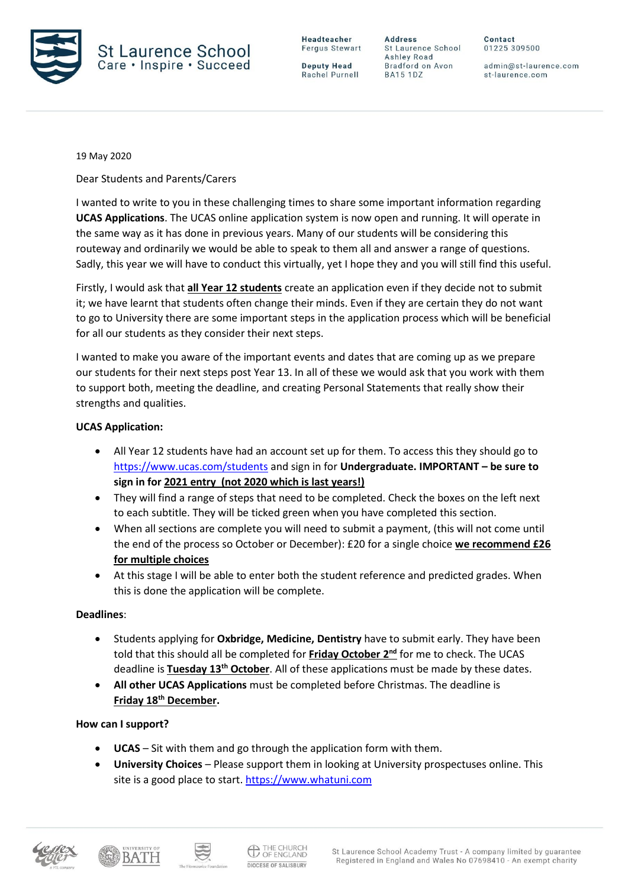St Laurence School
Care • Inspire • Succeed

**Headteacher**
Fergus Stewart

**Deputy Head**
Rachel Purnell

**Address**
St Laurence School
Ashley Road
Bradford on Avon
BA15 1DZ

**Contact**
01225 309500

admin@st-laurence.com
st-laurence.com

19 May 2020

Dear Students and Parents/Carers

I wanted to write to you in these challenging times to share some important information regarding **UCAS Applications**. The UCAS online application system is now open and running. It will operate in the same way as it has done in previous years. Many of our students will be considering this routeway and ordinarily we would be able to speak to them all and answer a range of questions. Sadly, this year we will have to conduct this virtually, yet I hope they and you will still find this useful.

Firstly, I would ask that **all Year 12 students** create an application even if they decide not to submit it; we have learnt that students often change their minds. Even if they are certain they do not want to go to University there are some important steps in the application process which will be beneficial for all our students as they consider their next steps.

I wanted to make you aware of the important events and dates that are coming up as we prepare our students for their next steps post Year 13. In all of these we would ask that you work with them to support both, meeting the deadline, and creating Personal Statements that really show their strengths and qualities.

**UCAS Application:**

- All Year 12 students have had an account set up for them. To access this they should go to https://www.ucas.com/students and sign in for **Undergraduate. IMPORTANT – be sure to sign in for 2021 entry (not 2020 which is last years!)**
- They will find a range of steps that need to be completed. Check the boxes on the left next to each subtitle. They will be ticked green when you have completed this section.
- When all sections are complete you will need to submit a payment, (this will not come until the end of the process so October or December): £20 for a single choice **we recommend £26 for multiple choices**
- At this stage I will be able to enter both the student reference and predicted grades. When this is done the application will be complete.

**Deadlines**:

- Students applying for **Oxbridge, Medicine, Dentistry** have to submit early. They have been told that this should all be completed for **Friday October 2nd** for me to check. The UCAS deadline is **Tuesday 13th October**. All of these applications must be made by these dates.
- **All other UCAS Applications** must be completed before Christmas. The deadline is **Friday 18th December.**

**How can I support?**

- **UCAS** – Sit with them and go through the application form with them.
- **University Choices** – Please support them in looking at University prospectuses online. This site is a good place to start. https://www.whatuni.com

St Laurence School Academy Trust - A company limited by guarantee
Registered in England and Wales No 07698410 - An exempt charity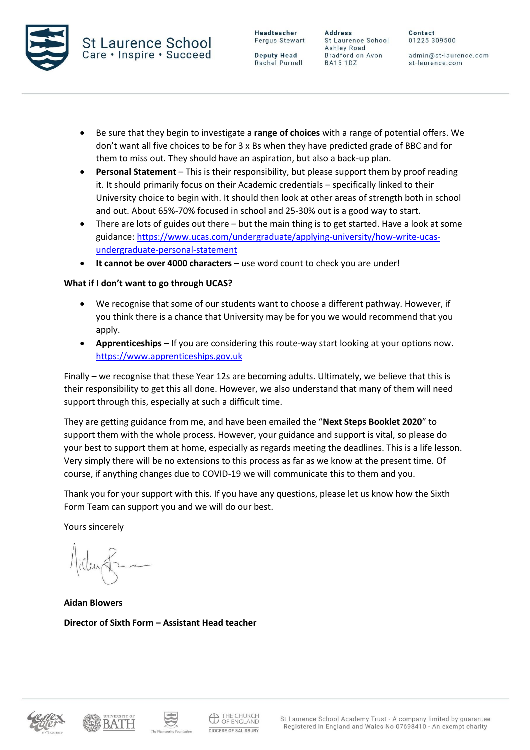- Be sure that they begin to investigate a **range of choices** with a range of potential offers. We don't want all five choices to be for 3 x Bs when they have predicted grade of BBC and for them to miss out. They should have an aspiration, but also a back-up plan.
- **Personal Statement** – This is their responsibility, but please support them by proof reading it. It should primarily focus on their Academic credentials – specifically linked to their University choice to begin with. It should then look at other areas of strength both in school and out. About 65%-70% focused in school and 25-30% out is a good way to start.
- There are lots of guides out there – but the main thing is to get started. Have a look at some guidance: https://www.ucas.com/undergraduate/applying-university/how-write-ucas-undergraduate-personal-statement
- **It cannot be over 4000 characters** – use word count to check you are under!

**What if I don't want to go through UCAS?**

- We recognise that some of our students want to choose a different pathway. However, if you think there is a chance that University may be for you we would recommend that you apply.
- **Apprenticeships** – If you are considering this route-way start looking at your options now. https://www.apprenticeships.gov.uk

Finally – we recognise that these Year 12s are becoming adults. Ultimately, we believe that this is their responsibility to get this all done. However, we also understand that many of them will need support through this, especially at such a difficult time.

They are getting guidance from me, and have been emailed the "**Next Steps Booklet 2020**" to support them with the whole process. However, your guidance and support is vital, so please do your best to support them at home, especially as regards meeting the deadlines. This is a life lesson. Very simply there will be no extensions to this process as far as we know at the present time. Of course, if anything changes due to COVID-19 we will communicate this to them and you.

Thank you for your support with this. If you have any questions, please let us know how the Sixth Form Team can support you and we will do our best.

Yours sincerely

**Aidan Blowers**

**Director of Sixth Form – Assistant Head teacher**